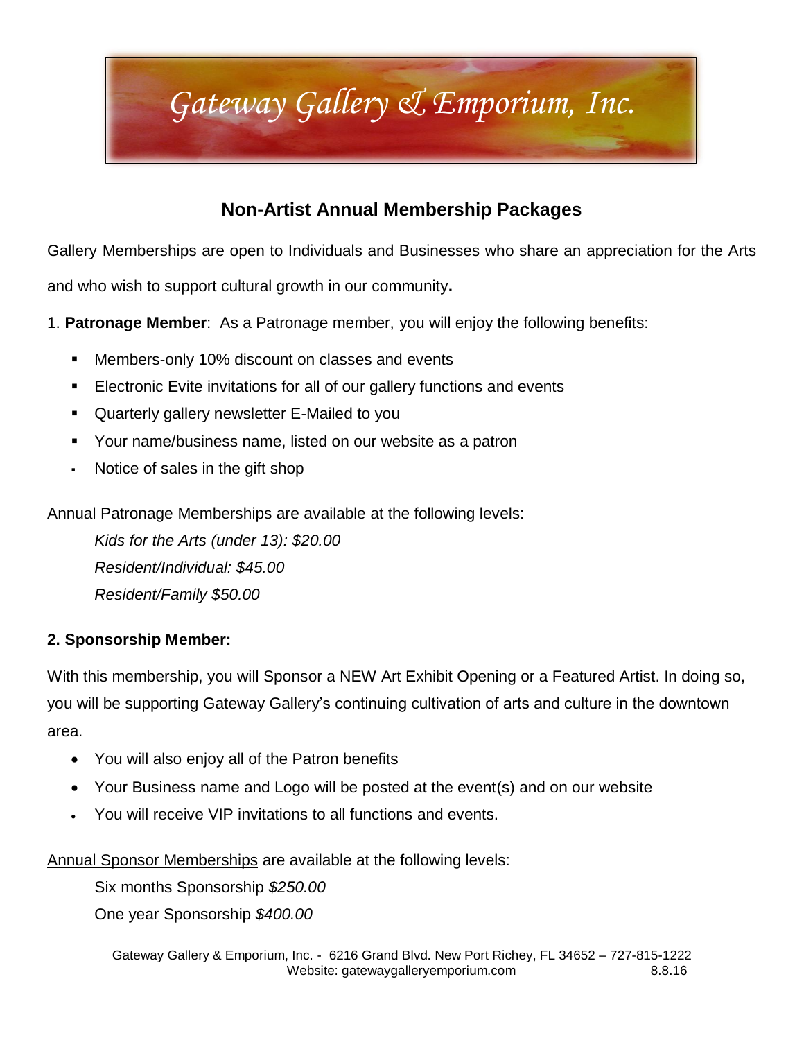# Gateway Gallery & Emporium, Inc.

## Non-Artist Annual Membership Packages

Gallery Memberships are open to Individuals and Businesses who share an appreciation for the Arts and who wish to support cultural growth in our community**.**

1. **Patronage Member**: As a Patronage member, you will enjoy the following benefits:

- Members-only 10% discount on classes and events
- Electronic Evite invitations for all of our gallery functions and events
- Quarterly gallery newsletter E-Mailed to you
- Your name/business name, listed on our website as a patron
- Notice of sales in the gift shop

Annual Patronage Memberships are available at the following levels:

*Kids for the Arts (under 13): $20.00*
*Resident/Individual: $45.00*
*Resident/Family $50.00*

**2. Sponsorship Member:**

With this membership, you will Sponsor a NEW Art Exhibit Opening or a Featured Artist. In doing so, you will be supporting Gateway Gallery's continuing cultivation of arts and culture in the downtown area.

- You will also enjoy all of the Patron benefits
- Your Business name and Logo will be posted at the event(s) and on our website
- You will receive VIP invitations to all functions and events.

Annual Sponsor Memberships are available at the following levels:

Six months Sponsorship *$250.00*
One year Sponsorship *$400.00*

Gateway Gallery & Emporium, Inc. - 6216 Grand Blvd. New Port Richey, FL 34652 – 727-815-1222
Website: gatewaygalleryemporium.com 8.8.16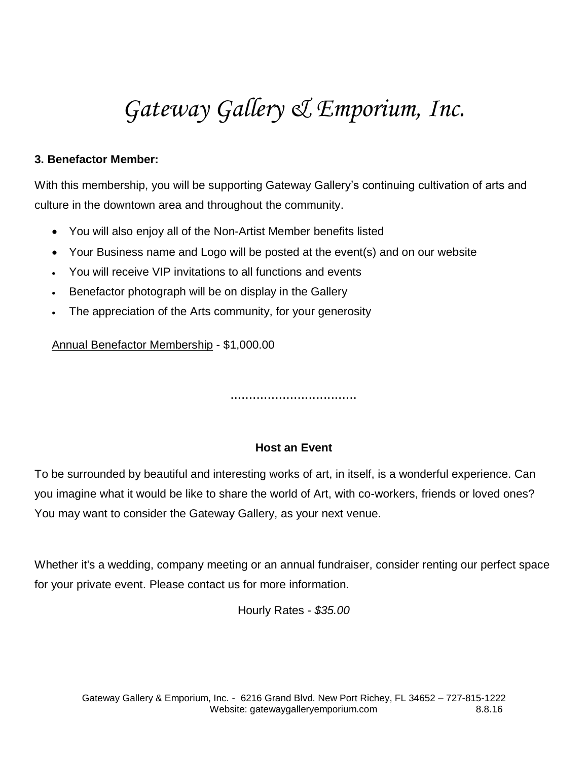# *Gateway Gallery & Emporium, Inc.*

**3. Benefactor Member:**

With this membership, you will be supporting Gateway Gallery's continuing cultivation of arts and culture in the downtown area and throughout the community.

- You will also enjoy all of the Non-Artist Member benefits listed
- Your Business name and Logo will be posted at the event(s) and on our website
- You will receive VIP invitations to all functions and events
- Benefactor photograph will be on display in the Gallery
- The appreciation of the Arts community, for your generosity

<u>Annual Benefactor Membership</u> - $1,000.00

..................................

**Host an Event**

To be surrounded by beautiful and interesting works of art, in itself, is a wonderful experience. Can you imagine what it would be like to share the world of Art, with co-workers, friends or loved ones? You may want to consider the Gateway Gallery, as your next venue.

Whether it's a wedding, company meeting or an annual fundraiser, consider renting our perfect space for your private event. Please contact us for more information.

Hourly Rates - *$35.00*

Gateway Gallery & Emporium, Inc. - 6216 Grand Blvd. New Port Richey, FL 34652 – 727-815-1222
Website: gatewaygalleryemporium.com 8.8.16